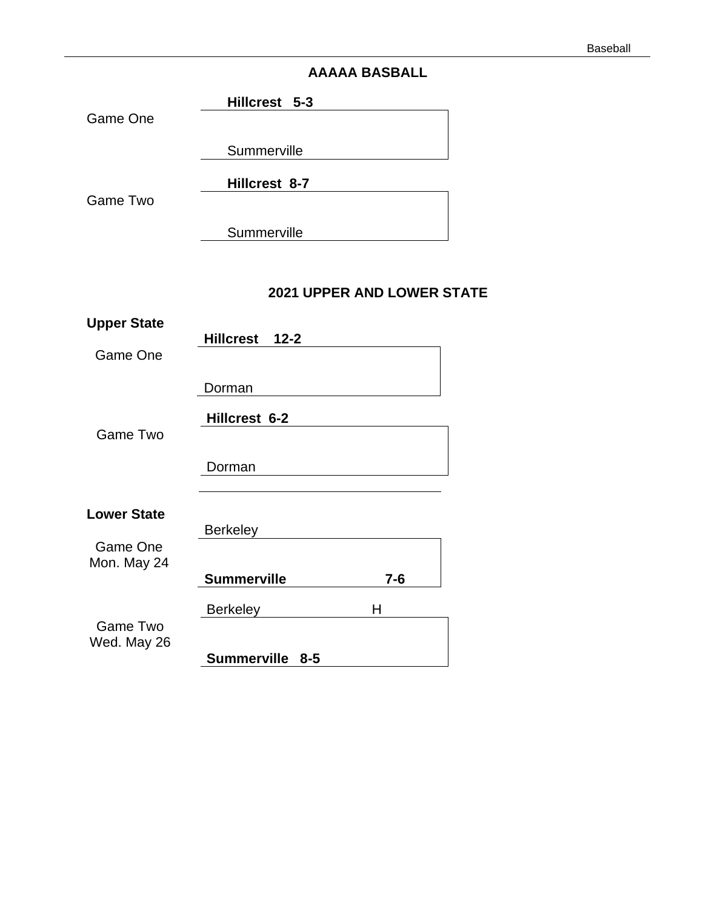## AAAAA BASBALL

Game One

**Hillcrest 5-3**

Summerville

Game Two

**Hillcrest 8-7**

Summerville

## 2021 UPPER AND LOWER STATE

**Upper State**

Game One

**Hillcrest 12-2**

Dorman

Game Two

**Hillcrest 6-2**

Dorman

**Lower State**

Game One
Mon. May 24

Berkeley

**Summerville 7-6**

Game Two
Wed. May 26

Berkeley H

**Summerville 8-5**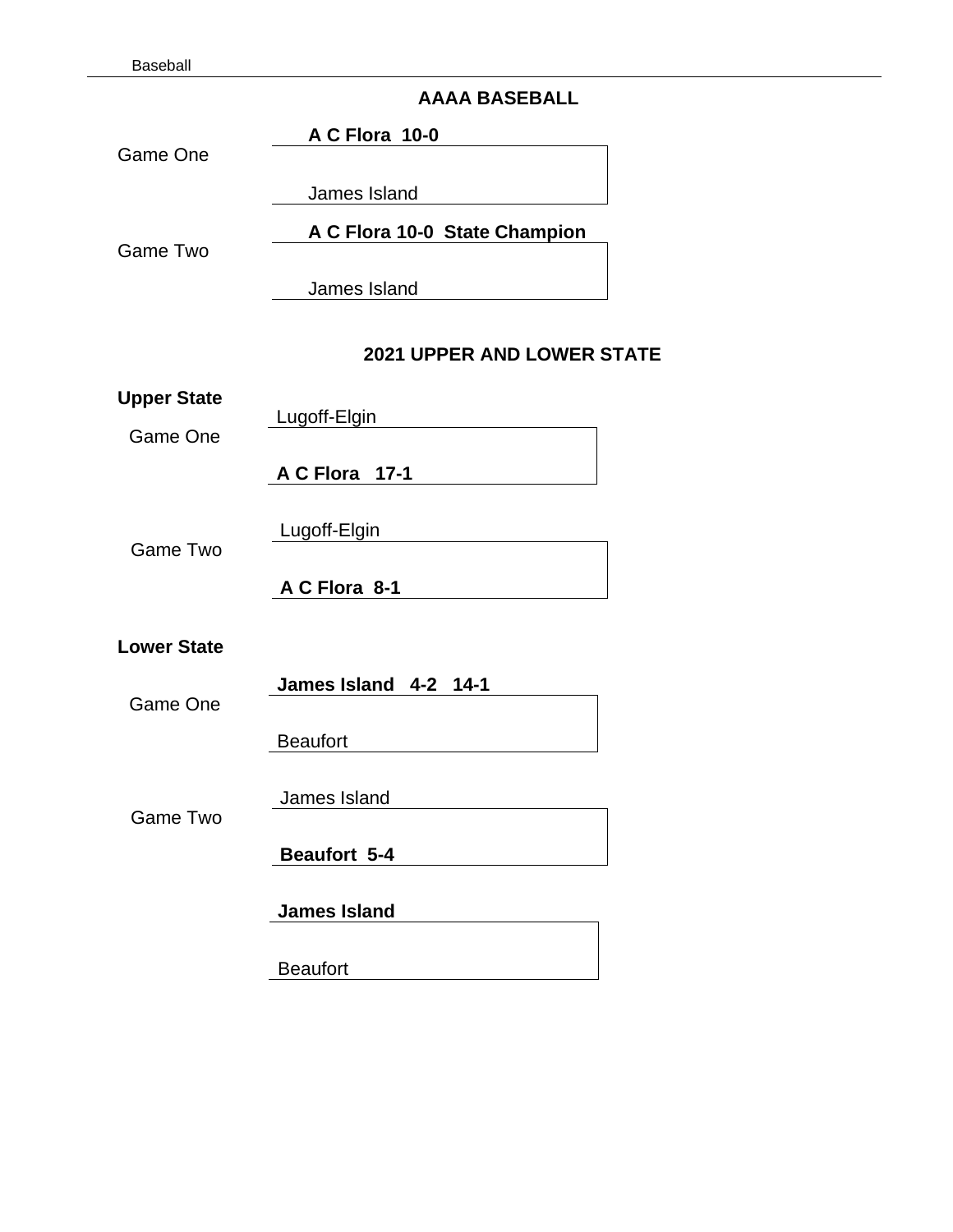## AAAA BASEBALL

Game One

**A C Flora 10-0**

James Island

Game Two

**A C Flora 10-0 State Champion**

James Island

## 2021 UPPER AND LOWER STATE

**Upper State**

Game One

Lugoff-Elgin

**A C Flora 17-1**

Game Two

Lugoff-Elgin

**A C Flora 8-1**

**Lower State**

Game One

**James Island 4-2 14-1**

Beaufort

Game Two

James Island

**Beaufort 5-4**

**James Island**

Beaufort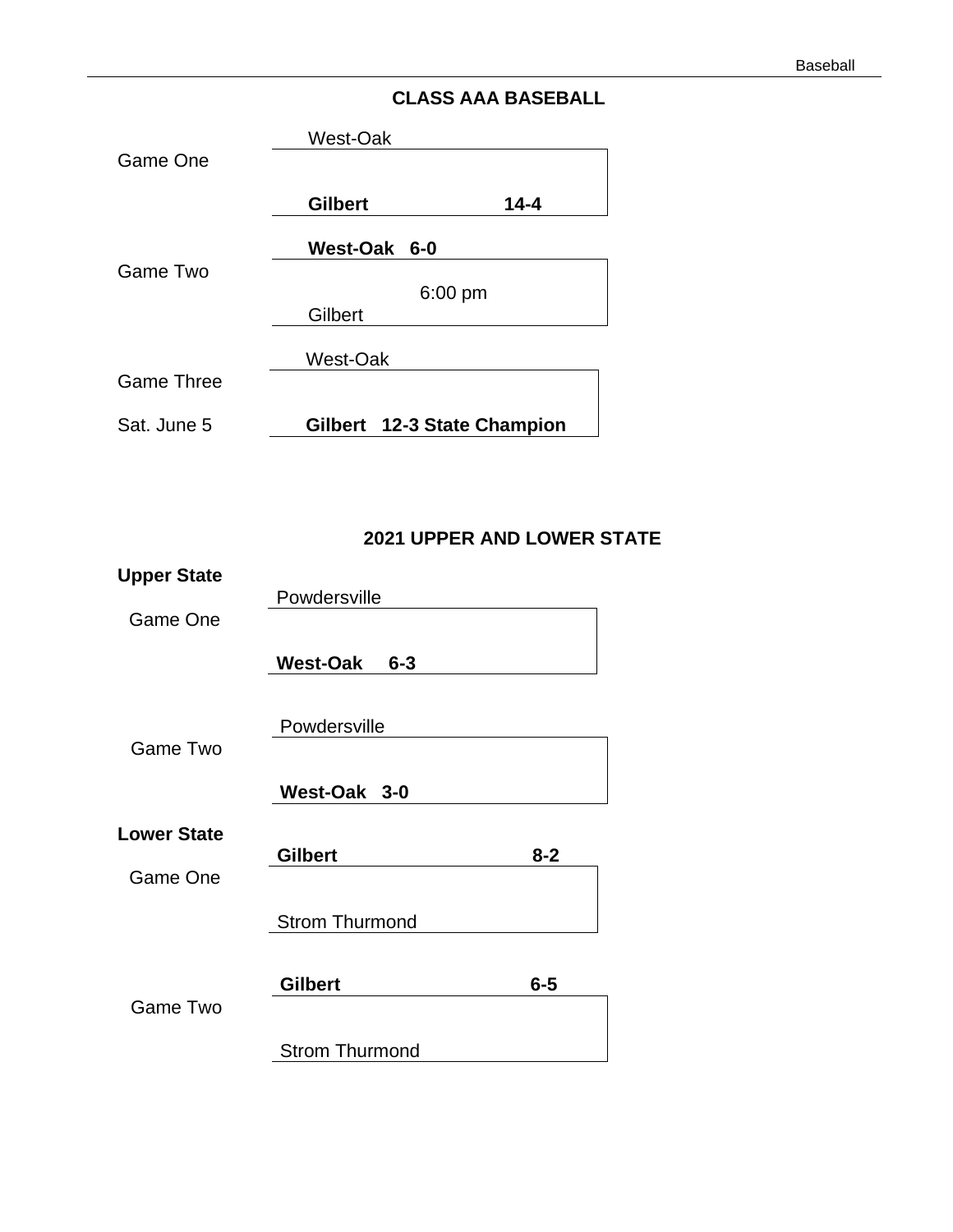## CLASS AAA BASEBALL

**Game One**

West-Oak

**Gilbert 14-4**

**Game Two**

**West-Oak 6-0**

6:00 pm

Gilbert

**Game Three**

Sat. June 5

West-Oak

**Gilbert 12-3 State Champion**

## 2021 UPPER AND LOWER STATE

**Upper State**

Game One

Powdersville

**West-Oak 6-3**

Game Two

Powdersville

**West-Oak 3-0**

**Lower State**

Game One

**Gilbert 8-2**

Strom Thurmond

Game Two

**Gilbert 6-5**

Strom Thurmond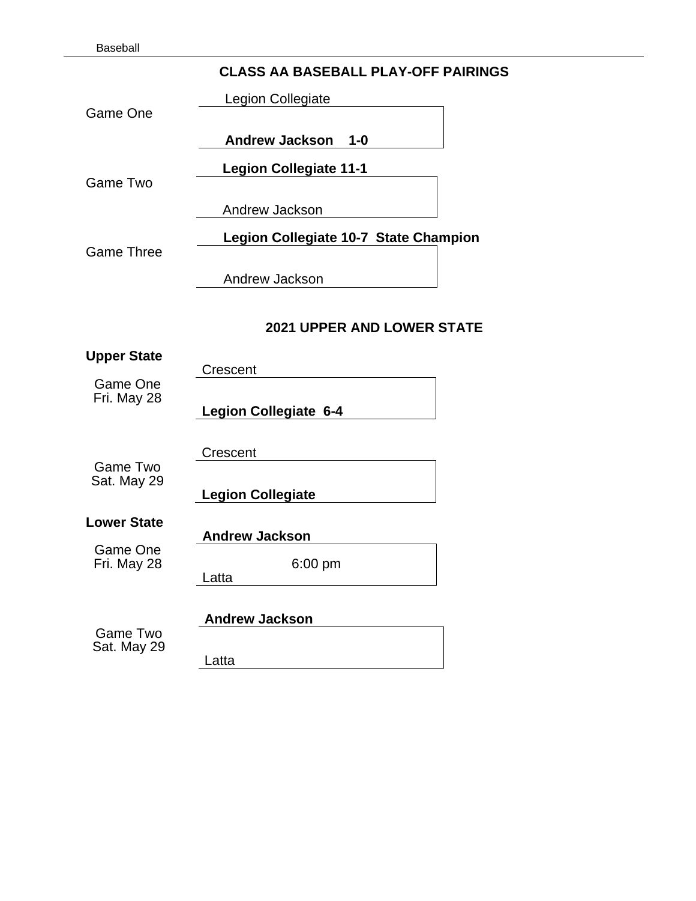# CLASS AA BASEBALL PLAY-OFF PAIRINGS

**Game One**

Legion Collegiate

**Andrew Jackson 1-0**

**Game Two**

**Legion Collegiate 11-1**

Andrew Jackson

**Game Three**

**Legion Collegiate 10-7 State Champion**

Andrew Jackson

## 2021 UPPER AND LOWER STATE

### Upper State

**Game One**
Fri. May 28

Crescent

**Legion Collegiate 6-4**

**Game Two**
Sat. May 29

Crescent

**Legion Collegiate**

### Lower State

**Game One**
Fri. May 28

**Andrew Jackson**

6:00 pm

Latta

**Game Two**
Sat. May 29

**Andrew Jackson**

Latta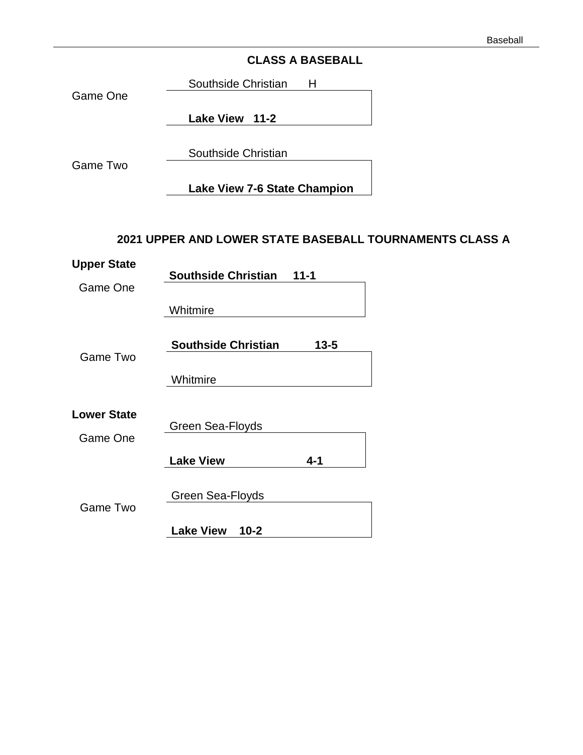## CLASS A BASEBALL

Game One

Southside Christian H

**Lake View 11-2**

Game Two

Southside Christian

**Lake View 7-6 State Champion**

## 2021 UPPER AND LOWER STATE BASEBALL TOURNAMENTS CLASS A

**Upper State**

Game One

**Southside Christian 11-1**

Whitmire

Game Two

**Southside Christian 13-5**

Whitmire

**Lower State**

Game One

Green Sea-Floyds

**Lake View 4-1**

Game Two

Green Sea-Floyds

**Lake View 10-2**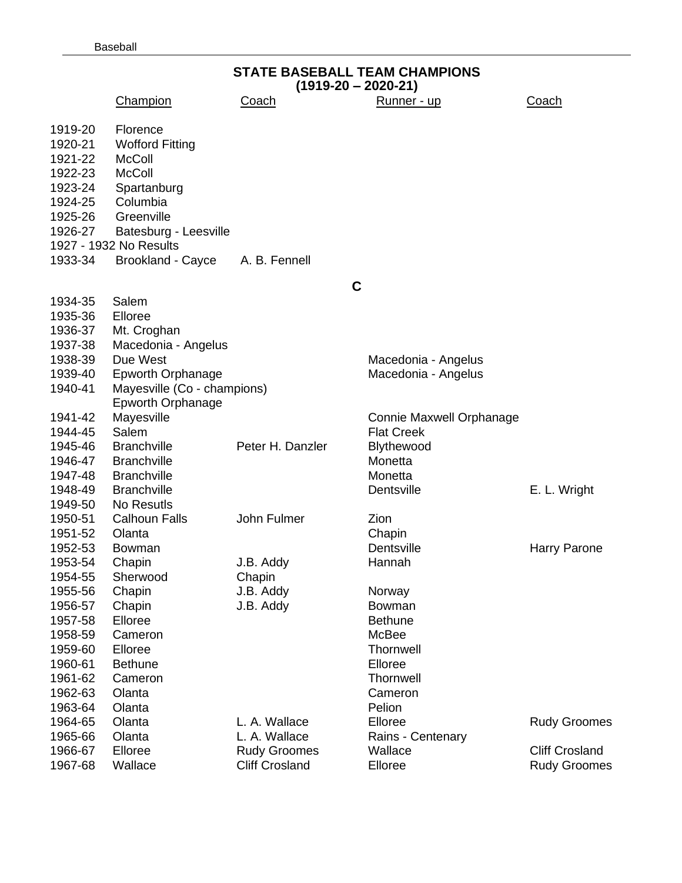# STATE BASEBALL TEAM CHAMPIONS
## (1919-20 – 2020-21)

| | Champion | Coach | Runner - up | Coach |
|---|---|---|---|---|
| 1919-20 | Florence | | | |
| 1920-21 | Wofford Fitting | | | |
| 1921-22 | McColl | | | |
| 1922-23 | McColl | | | |
| 1923-24 | Spartanburg | | | |
| 1924-25 | Columbia | | | |
| 1925-26 | Greenville | | | |
| 1926-27 | Batesburg - Leesville | | | |
| 1927 - 1932 No Results | | | | |
| 1933-34 | Brookland - Cayce | A. B. Fennell | | |

### C

| | Champion | Coach | Runner - up | Coach |
|---|---|---|---|---|
| 1934-35 | Salem | | | |
| 1935-36 | Elloree | | | |
| 1936-37 | Mt. Croghan | | | |
| 1937-38 | Macedonia - Angelus | | | |
| 1938-39 | Due West | | Macedonia - Angelus | |
| 1939-40 | Epworth Orphanage | | Macedonia - Angelus | |
| 1940-41 | Mayesville (Co - champions) Epworth Orphanage | | | |
| 1941-42 | Mayesville | | Connie Maxwell Orphanage | |
| 1944-45 | Salem | | Flat Creek | |
| 1945-46 | Branchville | Peter H. Danzler | Blythewood | |
| 1946-47 | Branchville | | Monetta | |
| 1947-48 | Branchville | | Monetta | |
| 1948-49 | Branchville | | Dentsville | E. L. Wright |
| 1949-50 | No Resutls | | | |
| 1950-51 | Calhoun Falls | John Fulmer | Zion | |
| 1951-52 | Olanta | | Chapin | |
| 1952-53 | Bowman | | Dentsville | Harry Parone |
| 1953-54 | Chapin | J.B. Addy | Hannah | |
| 1954-55 | Sherwood | Chapin | | |
| 1955-56 | Chapin | J.B. Addy | Norway | |
| 1956-57 | Chapin | J.B. Addy | Bowman | |
| 1957-58 | Elloree | | Bethune | |
| 1958-59 | Cameron | | McBee | |
| 1959-60 | Elloree | | Thornwell | |
| 1960-61 | Bethune | | Elloree | |
| 1961-62 | Cameron | | Thornwell | |
| 1962-63 | Olanta | | Cameron | |
| 1963-64 | Olanta | | Pelion | |
| 1964-65 | Olanta | L. A. Wallace | Elloree | Rudy Groomes |
| 1965-66 | Olanta | L. A. Wallace | Rains - Centenary | |
| 1966-67 | Elloree | Rudy Groomes | Wallace | Cliff Crosland |
| 1967-68 | Wallace | Cliff Crosland | Elloree | Rudy Groomes |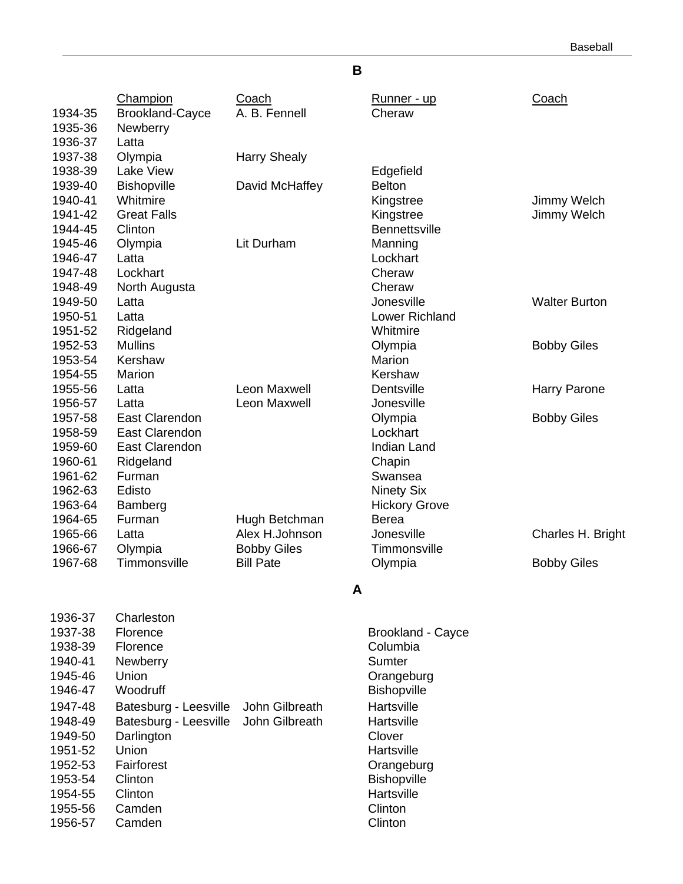## B

| | Champion | Coach | Runner - up | Coach |
|---|---|---|---|---|
| 1934-35 | Brookland-Cayce | A. B. Fennell | Cheraw | |
| 1935-36 | Newberry | | | |
| 1936-37 | Latta | | | |
| 1937-38 | Olympia | Harry Shealy | | |
| 1938-39 | Lake View | | Edgefield | |
| 1939-40 | Bishopville | David McHaffey | Belton | |
| 1940-41 | Whitmire | | Kingstree | Jimmy Welch |
| 1941-42 | Great Falls | | Kingstree | Jimmy Welch |
| 1944-45 | Clinton | | Bennettsville | |
| 1945-46 | Olympia | Lit Durham | Manning | |
| 1946-47 | Latta | | Lockhart | |
| 1947-48 | Lockhart | | Cheraw | |
| 1948-49 | North Augusta | | Cheraw | |
| 1949-50 | Latta | | Jonesville | Walter Burton |
| 1950-51 | Latta | | Lower Richland | |
| 1951-52 | Ridgeland | | Whitmire | |
| 1952-53 | Mullins | | Olympia | Bobby Giles |
| 1953-54 | Kershaw | | Marion | |
| 1954-55 | Marion | | Kershaw | |
| 1955-56 | Latta | Leon Maxwell | Dentsville | Harry Parone |
| 1956-57 | Latta | Leon Maxwell | Jonesville | |
| 1957-58 | East Clarendon | | Olympia | Bobby Giles |
| 1958-59 | East Clarendon | | Lockhart | |
| 1959-60 | East Clarendon | | Indian Land | |
| 1960-61 | Ridgeland | | Chapin | |
| 1961-62 | Furman | | Swansea | |
| 1962-63 | Edisto | | Ninety Six | |
| 1963-64 | Bamberg | | Hickory Grove | |
| 1964-65 | Furman | Hugh Betchman | Berea | |
| 1965-66 | Latta | Alex H.Johnson | Jonesville | Charles H. Bright |
| 1966-67 | Olympia | Bobby Giles | Timmonsville | |
| 1967-68 | Timmonsville | Bill Pate | Olympia | Bobby Giles |

## A

| | Champion | Coach | Runner - up | Coach |
|---|---|---|---|---|
| 1936-37 | Charleston | | | |
| 1937-38 | Florence | | Brookland - Cayce | |
| 1938-39 | Florence | | Columbia | |
| 1940-41 | Newberry | | Sumter | |
| 1945-46 | Union | | Orangeburg | |
| 1946-47 | Woodruff | | Bishopville | |
| 1947-48 | Batesburg - Leesville | John Gilbreath | Hartsville | |
| 1948-49 | Batesburg - Leesville | John Gilbreath | Hartsville | |
| 1949-50 | Darlington | | Clover | |
| 1951-52 | Union | | Hartsville | |
| 1952-53 | Fairforest | | Orangeburg | |
| 1953-54 | Clinton | | Bishopville | |
| 1954-55 | Clinton | | Hartsville | |
| 1955-56 | Camden | | Clinton | |
| 1956-57 | Camden | | Clinton | |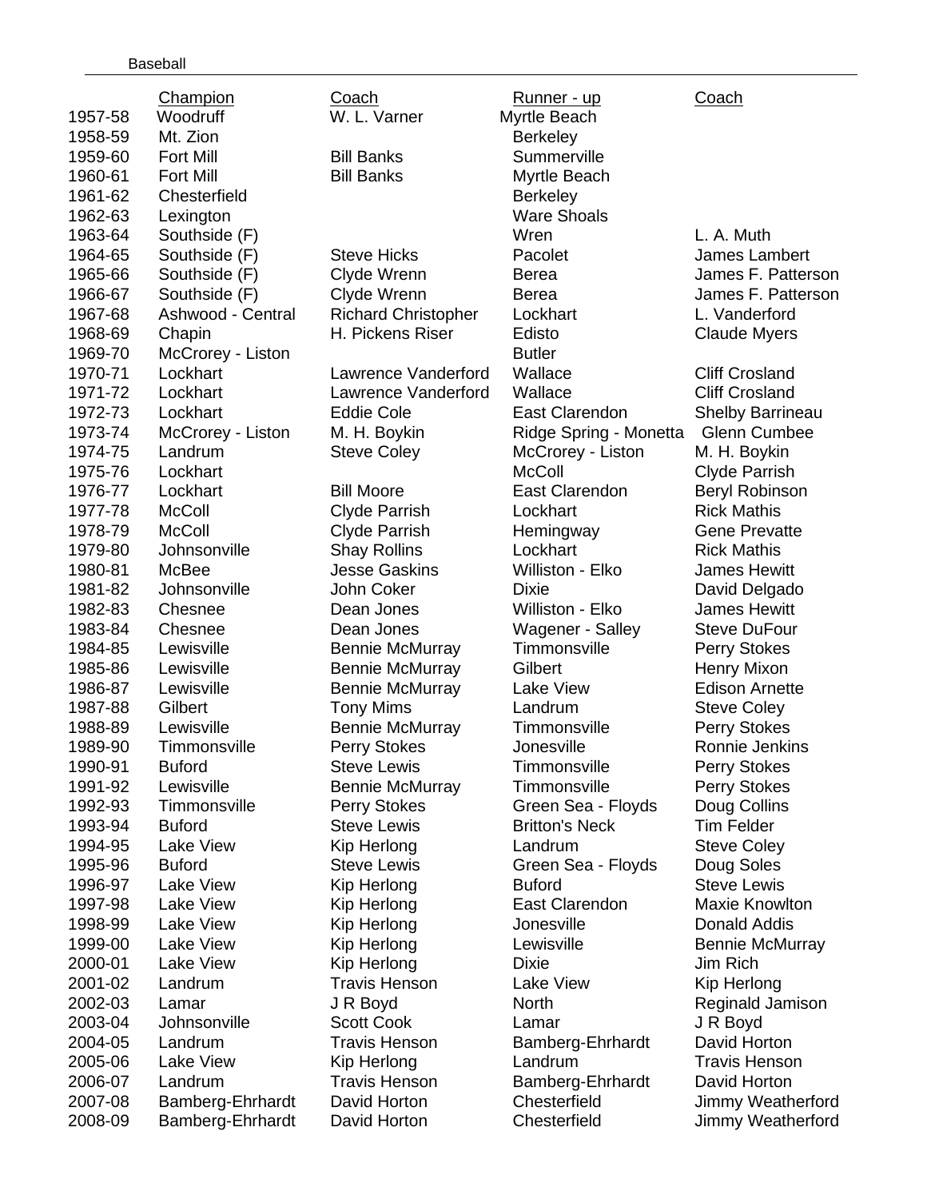Baseball

| | Champion | Coach | Runner - up | Coach |
|---|---|---|---|---|
| 1957-58 | Woodruff | W. L. Varner | Myrtle Beach | |
| 1958-59 | Mt. Zion | | Berkeley | |
| 1959-60 | Fort Mill | Bill Banks | Summerville | |
| 1960-61 | Fort Mill | Bill Banks | Myrtle Beach | |
| 1961-62 | Chesterfield | | Berkeley | |
| 1962-63 | Lexington | | Ware Shoals | |
| 1963-64 | Southside (F) | | Wren | L. A. Muth |
| 1964-65 | Southside (F) | Steve Hicks | Pacolet | James Lambert |
| 1965-66 | Southside (F) | Clyde Wrenn | Berea | James F. Patterson |
| 1966-67 | Southside (F) | Clyde Wrenn | Berea | James F. Patterson |
| 1967-68 | Ashwood - Central | Richard Christopher | Lockhart | L. Vanderford |
| 1968-69 | Chapin | H. Pickens Riser | Edisto | Claude Myers |
| 1969-70 | McCrorey - Liston | | Butler | |
| 1970-71 | Lockhart | Lawrence Vanderford | Wallace | Cliff Crosland |
| 1971-72 | Lockhart | Lawrence Vanderford | Wallace | Cliff Crosland |
| 1972-73 | Lockhart | Eddie Cole | East Clarendon | Shelby Barrineau |
| 1973-74 | McCrorey - Liston | M. H. Boykin | Ridge Spring - Monetta | Glenn Cumbee |
| 1974-75 | Landrum | Steve Coley | McCrorey - Liston | M. H. Boykin |
| 1975-76 | Lockhart | | McColl | Clyde Parrish |
| 1976-77 | Lockhart | Bill Moore | East Clarendon | Beryl Robinson |
| 1977-78 | McColl | Clyde Parrish | Lockhart | Rick Mathis |
| 1978-79 | McColl | Clyde Parrish | Hemingway | Gene Prevatte |
| 1979-80 | Johnsonville | Shay Rollins | Lockhart | Rick Mathis |
| 1980-81 | McBee | Jesse Gaskins | Williston - Elko | James Hewitt |
| 1981-82 | Johnsonville | John Coker | Dixie | David Delgado |
| 1982-83 | Chesnee | Dean Jones | Williston - Elko | James Hewitt |
| 1983-84 | Chesnee | Dean Jones | Wagener - Salley | Steve DuFour |
| 1984-85 | Lewisville | Bennie McMurray | Timmonsville | Perry Stokes |
| 1985-86 | Lewisville | Bennie McMurray | Gilbert | Henry Mixon |
| 1986-87 | Lewisville | Bennie McMurray | Lake View | Edison Arnette |
| 1987-88 | Gilbert | Tony Mims | Landrum | Steve Coley |
| 1988-89 | Lewisville | Bennie McMurray | Timmonsville | Perry Stokes |
| 1989-90 | Timmonsville | Perry Stokes | Jonesville | Ronnie Jenkins |
| 1990-91 | Buford | Steve Lewis | Timmonsville | Perry Stokes |
| 1991-92 | Lewisville | Bennie McMurray | Timmonsville | Perry Stokes |
| 1992-93 | Timmonsville | Perry Stokes | Green Sea - Floyds | Doug Collins |
| 1993-94 | Buford | Steve Lewis | Britton's Neck | Tim Felder |
| 1994-95 | Lake View | Kip Herlong | Landrum | Steve Coley |
| 1995-96 | Buford | Steve Lewis | Green Sea - Floyds | Doug Soles |
| 1996-97 | Lake View | Kip Herlong | Buford | Steve Lewis |
| 1997-98 | Lake View | Kip Herlong | East Clarendon | Maxie Knowlton |
| 1998-99 | Lake View | Kip Herlong | Jonesville | Donald Addis |
| 1999-00 | Lake View | Kip Herlong | Lewisville | Bennie McMurray |
| 2000-01 | Lake View | Kip Herlong | Dixie | Jim Rich |
| 2001-02 | Landrum | Travis Henson | Lake View | Kip Herlong |
| 2002-03 | Lamar | J R Boyd | North | Reginald Jamison |
| 2003-04 | Johnsonville | Scott Cook | Lamar | J R Boyd |
| 2004-05 | Landrum | Travis Henson | Bamberg-Ehrhardt | David Horton |
| 2005-06 | Lake View | Kip Herlong | Landrum | Travis Henson |
| 2006-07 | Landrum | Travis Henson | Bamberg-Ehrhardt | David Horton |
| 2007-08 | Bamberg-Ehrhardt | David Horton | Chesterfield | Jimmy Weatherford |
| 2008-09 | Bamberg-Ehrhardt | David Horton | Chesterfield | Jimmy Weatherford |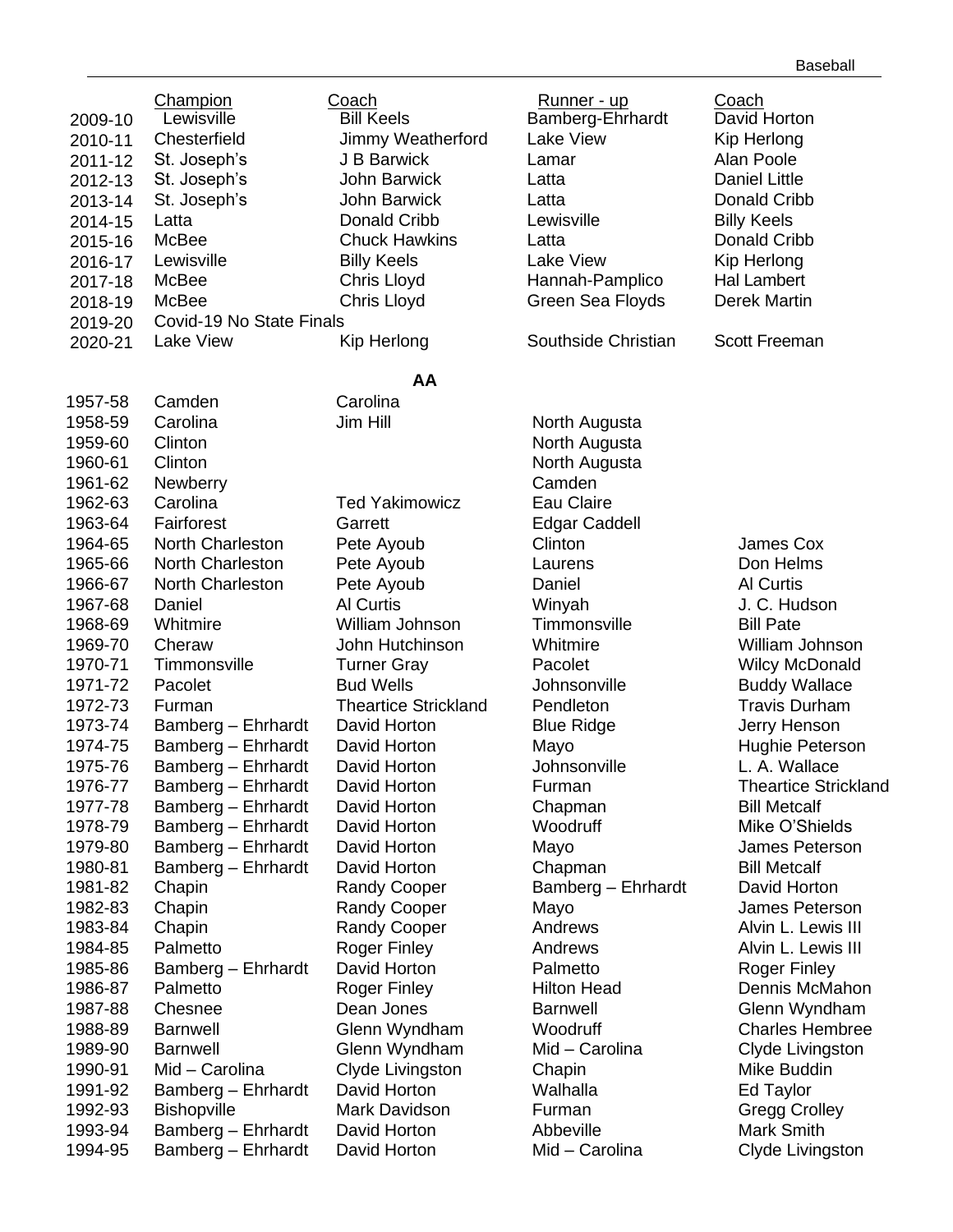| | Champion | Coach | Runner - up | Coach |
|---|---|---|---|---|
| 2009-10 | Lewisville | Bill Keels | Bamberg-Ehrhardt | David Horton |
| 2010-11 | Chesterfield | Jimmy Weatherford | Lake View | Kip Herlong |
| 2011-12 | St. Joseph's | J B Barwick | Lamar | Alan Poole |
| 2012-13 | St. Joseph's | John Barwick | Latta | Daniel Little |
| 2013-14 | St. Joseph's | John Barwick | Latta | Donald Cribb |
| 2014-15 | Latta | Donald Cribb | Lewisville | Billy Keels |
| 2015-16 | McBee | Chuck Hawkins | Latta | Donald Cribb |
| 2016-17 | Lewisville | Billy Keels | Lake View | Kip Herlong |
| 2017-18 | McBee | Chris Lloyd | Hannah-Pamplico | Hal Lambert |
| 2018-19 | McBee | Chris Lloyd | Green Sea Floyds | Derek Martin |
| 2019-20 | Covid-19 No State Finals | | | |
| 2020-21 | Lake View | Kip Herlong | Southside Christian | Scott Freeman |

**AA**

| | Champion | Coach | Runner - up | Coach |
|---|---|---|---|---|
| 1957-58 | Camden | Carolina | | |
| 1958-59 | Carolina | Jim Hill | North Augusta | |
| 1959-60 | Clinton | | North Augusta | |
| 1960-61 | Clinton | | North Augusta | |
| 1961-62 | Newberry | | Camden | |
| 1962-63 | Carolina | Ted Yakimowicz | Eau Claire | |
| 1963-64 | Fairforest | Garrett | Edgar Caddell | |
| 1964-65 | North Charleston | Pete Ayoub | Clinton | James Cox |
| 1965-66 | North Charleston | Pete Ayoub | Laurens | Don Helms |
| 1966-67 | North Charleston | Pete Ayoub | Daniel | Al Curtis |
| 1967-68 | Daniel | Al Curtis | Winyah | J. C. Hudson |
| 1968-69 | Whitmire | William Johnson | Timmonsville | Bill Pate |
| 1969-70 | Cheraw | John Hutchinson | Whitmire | William Johnson |
| 1970-71 | Timmonsville | Turner Gray | Pacolet | Wilcy McDonald |
| 1971-72 | Pacolet | Bud Wells | Johnsonville | Buddy Wallace |
| 1972-73 | Furman | Theartice Strickland | Pendleton | Travis Durham |
| 1973-74 | Bamberg – Ehrhardt | David Horton | Blue Ridge | Jerry Henson |
| 1974-75 | Bamberg – Ehrhardt | David Horton | Mayo | Hughie Peterson |
| 1975-76 | Bamberg – Ehrhardt | David Horton | Johnsonville | L. A. Wallace |
| 1976-77 | Bamberg – Ehrhardt | David Horton | Furman | Theartice Strickland |
| 1977-78 | Bamberg – Ehrhardt | David Horton | Chapman | Bill Metcalf |
| 1978-79 | Bamberg – Ehrhardt | David Horton | Woodruff | Mike O'Shields |
| 1979-80 | Bamberg – Ehrhardt | David Horton | Mayo | James Peterson |
| 1980-81 | Bamberg – Ehrhardt | David Horton | Chapman | Bill Metcalf |
| 1981-82 | Chapin | Randy Cooper | Bamberg – Ehrhardt | David Horton |
| 1982-83 | Chapin | Randy Cooper | Mayo | James Peterson |
| 1983-84 | Chapin | Randy Cooper | Andrews | Alvin L. Lewis III |
| 1984-85 | Palmetto | Roger Finley | Andrews | Alvin L. Lewis III |
| 1985-86 | Bamberg – Ehrhardt | David Horton | Palmetto | Roger Finley |
| 1986-87 | Palmetto | Roger Finley | Hilton Head | Dennis McMahon |
| 1987-88 | Chesnee | Dean Jones | Barnwell | Glenn Wyndham |
| 1988-89 | Barnwell | Glenn Wyndham | Woodruff | Charles Hembree |
| 1989-90 | Barnwell | Glenn Wyndham | Mid – Carolina | Clyde Livingston |
| 1990-91 | Mid – Carolina | Clyde Livingston | Chapin | Mike Buddin |
| 1991-92 | Bamberg – Ehrhardt | David Horton | Walhalla | Ed Taylor |
| 1992-93 | Bishopville | Mark Davidson | Furman | Gregg Crolley |
| 1993-94 | Bamberg – Ehrhardt | David Horton | Abbeville | Mark Smith |
| 1994-95 | Bamberg – Ehrhardt | David Horton | Mid – Carolina | Clyde Livingston |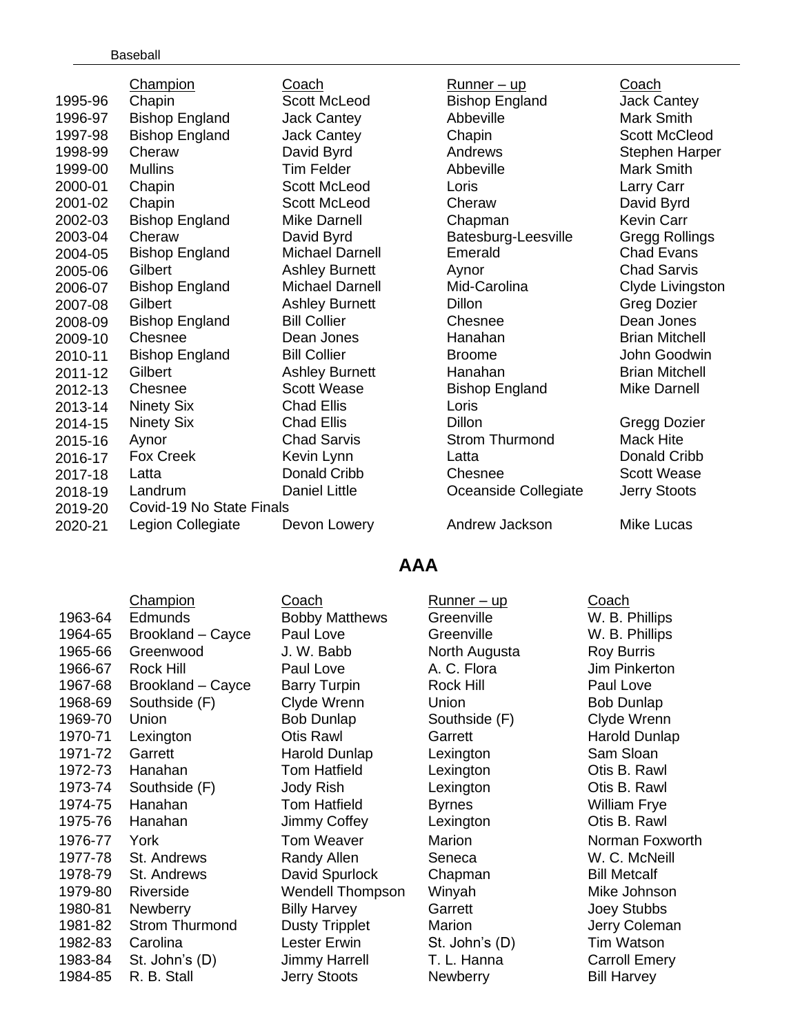| | Champion | Coach | Runner – up | Coach |
|---|---|---|---|---|
| 1995-96 | Chapin | Scott McLeod | Bishop England | Jack Cantey |
| 1996-97 | Bishop England | Jack Cantey | Abbeville | Mark Smith |
| 1997-98 | Bishop England | Jack Cantey | Chapin | Scott McCleod |
| 1998-99 | Cheraw | David Byrd | Andrews | Stephen Harper |
| 1999-00 | Mullins | Tim Felder | Abbeville | Mark Smith |
| 2000-01 | Chapin | Scott McLeod | Loris | Larry Carr |
| 2001-02 | Chapin | Scott McLeod | Cheraw | David Byrd |
| 2002-03 | Bishop England | Mike Darnell | Chapman | Kevin Carr |
| 2003-04 | Cheraw | David Byrd | Batesburg-Leesville | Gregg Rollings |
| 2004-05 | Bishop England | Michael Darnell | Emerald | Chad Evans |
| 2005-06 | Gilbert | Ashley Burnett | Aynor | Chad Sarvis |
| 2006-07 | Bishop England | Michael Darnell | Mid-Carolina | Clyde Livingston |
| 2007-08 | Gilbert | Ashley Burnett | Dillon | Greg Dozier |
| 2008-09 | Bishop England | Bill Collier | Chesnee | Dean Jones |
| 2009-10 | Chesnee | Dean Jones | Hanahan | Brian Mitchell |
| 2010-11 | Bishop England | Bill Collier | Broome | John Goodwin |
| 2011-12 | Gilbert | Ashley Burnett | Hanahan | Brian Mitchell |
| 2012-13 | Chesnee | Scott Wease | Bishop England | Mike Darnell |
| 2013-14 | Ninety Six | Chad Ellis | Loris | |
| 2014-15 | Ninety Six | Chad Ellis | Dillon | Gregg Dozier |
| 2015-16 | Aynor | Chad Sarvis | Strom Thurmond | Mack Hite |
| 2016-17 | Fox Creek | Kevin Lynn | Latta | Donald Cribb |
| 2017-18 | Latta | Donald Cribb | Chesnee | Scott Wease |
| 2018-19 | Landrum | Daniel Little | Oceanside Collegiate | Jerry Stoots |
| 2019-20 | Covid-19 No State Finals | | | |
| 2020-21 | Legion Collegiate | Devon Lowery | Andrew Jackson | Mike Lucas |

## AAA

| | Champion | Coach | Runner – up | Coach |
|---|---|---|---|---|
| 1963-64 | Edmunds | Bobby Matthews | Greenville | W. B. Phillips |
| 1964-65 | Brookland – Cayce | Paul Love | Greenville | W. B. Phillips |
| 1965-66 | Greenwood | J. W. Babb | North Augusta | Roy Burris |
| 1966-67 | Rock Hill | Paul Love | A. C. Flora | Jim Pinkerton |
| 1967-68 | Brookland – Cayce | Barry Turpin | Rock Hill | Paul Love |
| 1968-69 | Southside (F) | Clyde Wrenn | Union | Bob Dunlap |
| 1969-70 | Union | Bob Dunlap | Southside (F) | Clyde Wrenn |
| 1970-71 | Lexington | Otis Rawl | Garrett | Harold Dunlap |
| 1971-72 | Garrett | Harold Dunlap | Lexington | Sam Sloan |
| 1972-73 | Hanahan | Tom Hatfield | Lexington | Otis B. Rawl |
| 1973-74 | Southside (F) | Jody Rish | Lexington | Otis B. Rawl |
| 1974-75 | Hanahan | Tom Hatfield | Byrnes | William Frye |
| 1975-76 | Hanahan | Jimmy Coffey | Lexington | Otis B. Rawl |
| 1976-77 | York | Tom Weaver | Marion | Norman Foxworth |
| 1977-78 | St. Andrews | Randy Allen | Seneca | W. C. McNeill |
| 1978-79 | St. Andrews | David Spurlock | Chapman | Bill Metcalf |
| 1979-80 | Riverside | Wendell Thompson | Winyah | Mike Johnson |
| 1980-81 | Newberry | Billy Harvey | Garrett | Joey Stubbs |
| 1981-82 | Strom Thurmond | Dusty Tripplet | Marion | Jerry Coleman |
| 1982-83 | Carolina | Lester Erwin | St. John's (D) | Tim Watson |
| 1983-84 | St. John's (D) | Jimmy Harrell | T. L. Hanna | Carroll Emery |
| 1984-85 | R. B. Stall | Jerry Stoots | Newberry | Bill Harvey |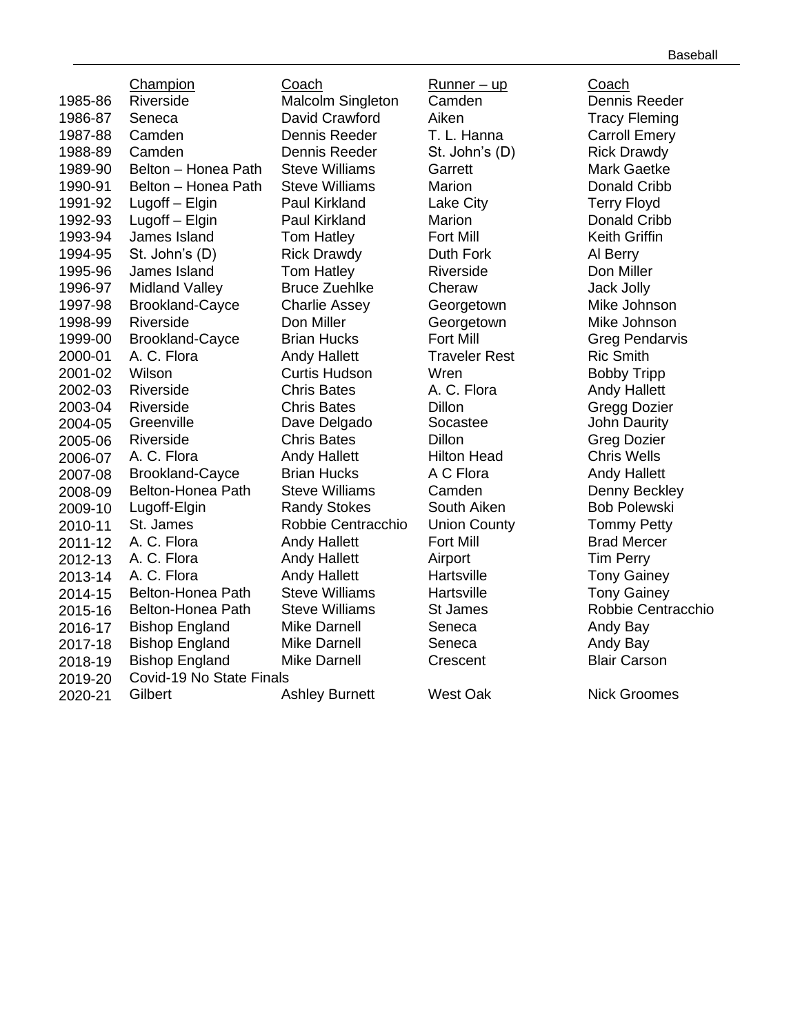| | Champion | Coach | Runner – up | Coach |
|---|---|---|---|---|
| 1985-86 | Riverside | Malcolm Singleton | Camden | Dennis Reeder |
| 1986-87 | Seneca | David Crawford | Aiken | Tracy Fleming |
| 1987-88 | Camden | Dennis Reeder | T. L. Hanna | Carroll Emery |
| 1988-89 | Camden | Dennis Reeder | St. John's (D) | Rick Drawdy |
| 1989-90 | Belton – Honea Path | Steve Williams | Garrett | Mark Gaetke |
| 1990-91 | Belton – Honea Path | Steve Williams | Marion | Donald Cribb |
| 1991-92 | Lugoff – Elgin | Paul Kirkland | Lake City | Terry Floyd |
| 1992-93 | Lugoff – Elgin | Paul Kirkland | Marion | Donald Cribb |
| 1993-94 | James Island | Tom Hatley | Fort Mill | Keith Griffin |
| 1994-95 | St. John's (D) | Rick Drawdy | Duth Fork | Al Berry |
| 1995-96 | James Island | Tom Hatley | Riverside | Don Miller |
| 1996-97 | Midland Valley | Bruce Zuehlke | Cheraw | Jack Jolly |
| 1997-98 | Brookland-Cayce | Charlie Assey | Georgetown | Mike Johnson |
| 1998-99 | Riverside | Don Miller | Georgetown | Mike Johnson |
| 1999-00 | Brookland-Cayce | Brian Hucks | Fort Mill | Greg Pendarvis |
| 2000-01 | A. C. Flora | Andy Hallett | Traveler Rest | Ric Smith |
| 2001-02 | Wilson | Curtis Hudson | Wren | Bobby Tripp |
| 2002-03 | Riverside | Chris Bates | A. C. Flora | Andy Hallett |
| 2003-04 | Riverside | Chris Bates | Dillon | Gregg Dozier |
| 2004-05 | Greenville | Dave Delgado | Socastee | John Daurity |
| 2005-06 | Riverside | Chris Bates | Dillon | Greg Dozier |
| 2006-07 | A. C. Flora | Andy Hallett | Hilton Head | Chris Wells |
| 2007-08 | Brookland-Cayce | Brian Hucks | A C Flora | Andy Hallett |
| 2008-09 | Belton-Honea Path | Steve Williams | Camden | Denny Beckley |
| 2009-10 | Lugoff-Elgin | Randy Stokes | South Aiken | Bob Polewski |
| 2010-11 | St. James | Robbie Centracchio | Union County | Tommy Petty |
| 2011-12 | A. C. Flora | Andy Hallett | Fort Mill | Brad Mercer |
| 2012-13 | A. C. Flora | Andy Hallett | Airport | Tim Perry |
| 2013-14 | A. C. Flora | Andy Hallett | Hartsville | Tony Gainey |
| 2014-15 | Belton-Honea Path | Steve Williams | Hartsville | Tony Gainey |
| 2015-16 | Belton-Honea Path | Steve Williams | St James | Robbie Centracchio |
| 2016-17 | Bishop England | Mike Darnell | Seneca | Andy Bay |
| 2017-18 | Bishop England | Mike Darnell | Seneca | Andy Bay |
| 2018-19 | Bishop England | Mike Darnell | Crescent | Blair Carson |
| 2019-20 | Covid-19 No State Finals | | | |
| 2020-21 | Gilbert | Ashley Burnett | West Oak | Nick Groomes |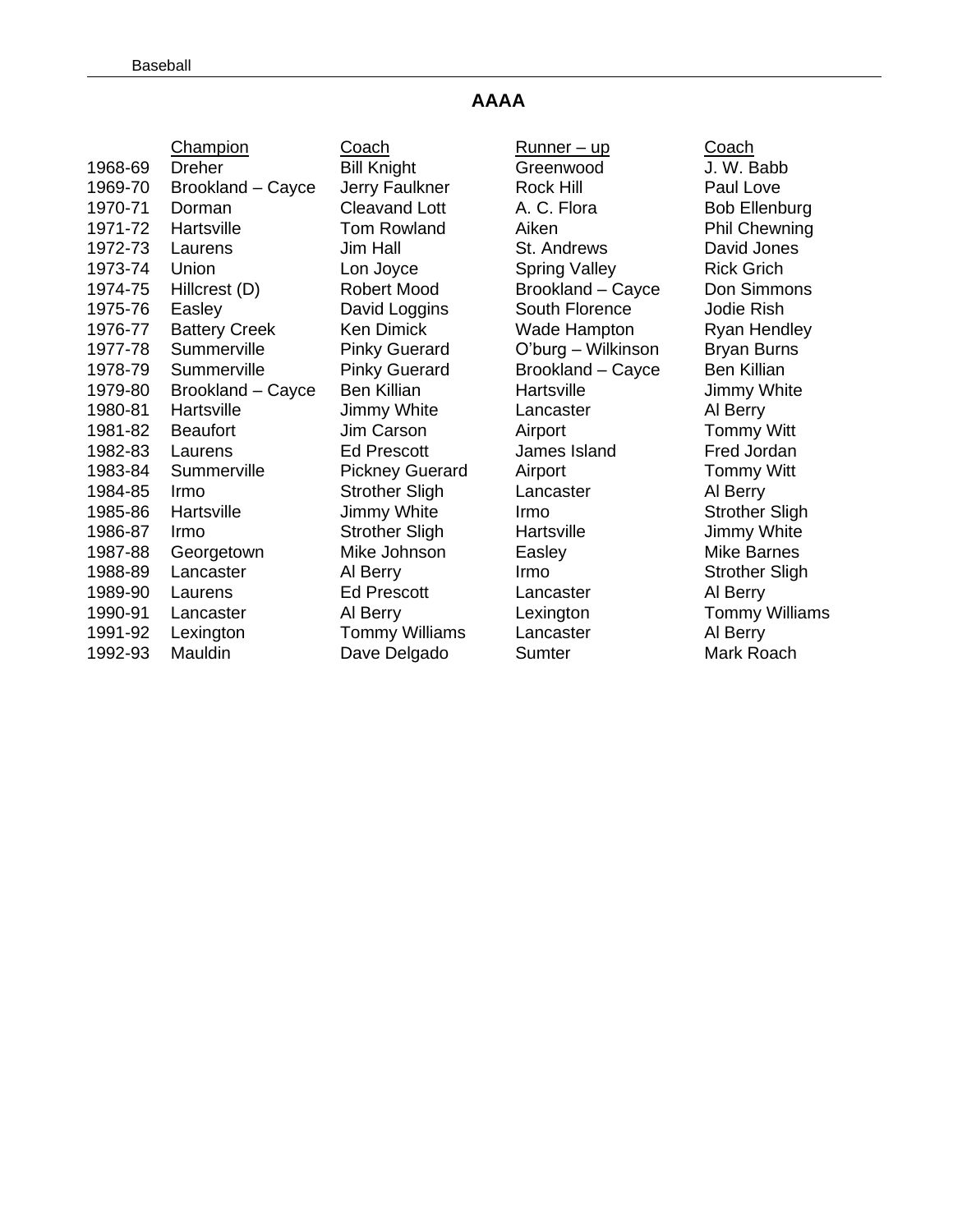## AAAA

| | Champion | Coach | Runner – up | Coach |
|---|---|---|---|---|
| 1968-69 | Dreher | Bill Knight | Greenwood | J. W. Babb |
| 1969-70 | Brookland – Cayce | Jerry Faulkner | Rock Hill | Paul Love |
| 1970-71 | Dorman | Cleavand Lott | A. C. Flora | Bob Ellenburg |
| 1971-72 | Hartsville | Tom Rowland | Aiken | Phil Chewning |
| 1972-73 | Laurens | Jim Hall | St. Andrews | David Jones |
| 1973-74 | Union | Lon Joyce | Spring Valley | Rick Grich |
| 1974-75 | Hillcrest (D) | Robert Mood | Brookland – Cayce | Don Simmons |
| 1975-76 | Easley | David Loggins | South Florence | Jodie Rish |
| 1976-77 | Battery Creek | Ken Dimick | Wade Hampton | Ryan Hendley |
| 1977-78 | Summerville | Pinky Guerard | O'burg – Wilkinson | Bryan Burns |
| 1978-79 | Summerville | Pinky Guerard | Brookland – Cayce | Ben Killian |
| 1979-80 | Brookland – Cayce | Ben Killian | Hartsville | Jimmy White |
| 1980-81 | Hartsville | Jimmy White | Lancaster | Al Berry |
| 1981-82 | Beaufort | Jim Carson | Airport | Tommy Witt |
| 1982-83 | Laurens | Ed Prescott | James Island | Fred Jordan |
| 1983-84 | Summerville | Pickney Guerard | Airport | Tommy Witt |
| 1984-85 | Irmo | Strother Sligh | Lancaster | Al Berry |
| 1985-86 | Hartsville | Jimmy White | Irmo | Strother Sligh |
| 1986-87 | Irmo | Strother Sligh | Hartsville | Jimmy White |
| 1987-88 | Georgetown | Mike Johnson | Easley | Mike Barnes |
| 1988-89 | Lancaster | Al Berry | Irmo | Strother Sligh |
| 1989-90 | Laurens | Ed Prescott | Lancaster | Al Berry |
| 1990-91 | Lancaster | Al Berry | Lexington | Tommy Williams |
| 1991-92 | Lexington | Tommy Williams | Lancaster | Al Berry |
| 1992-93 | Mauldin | Dave Delgado | Sumter | Mark Roach |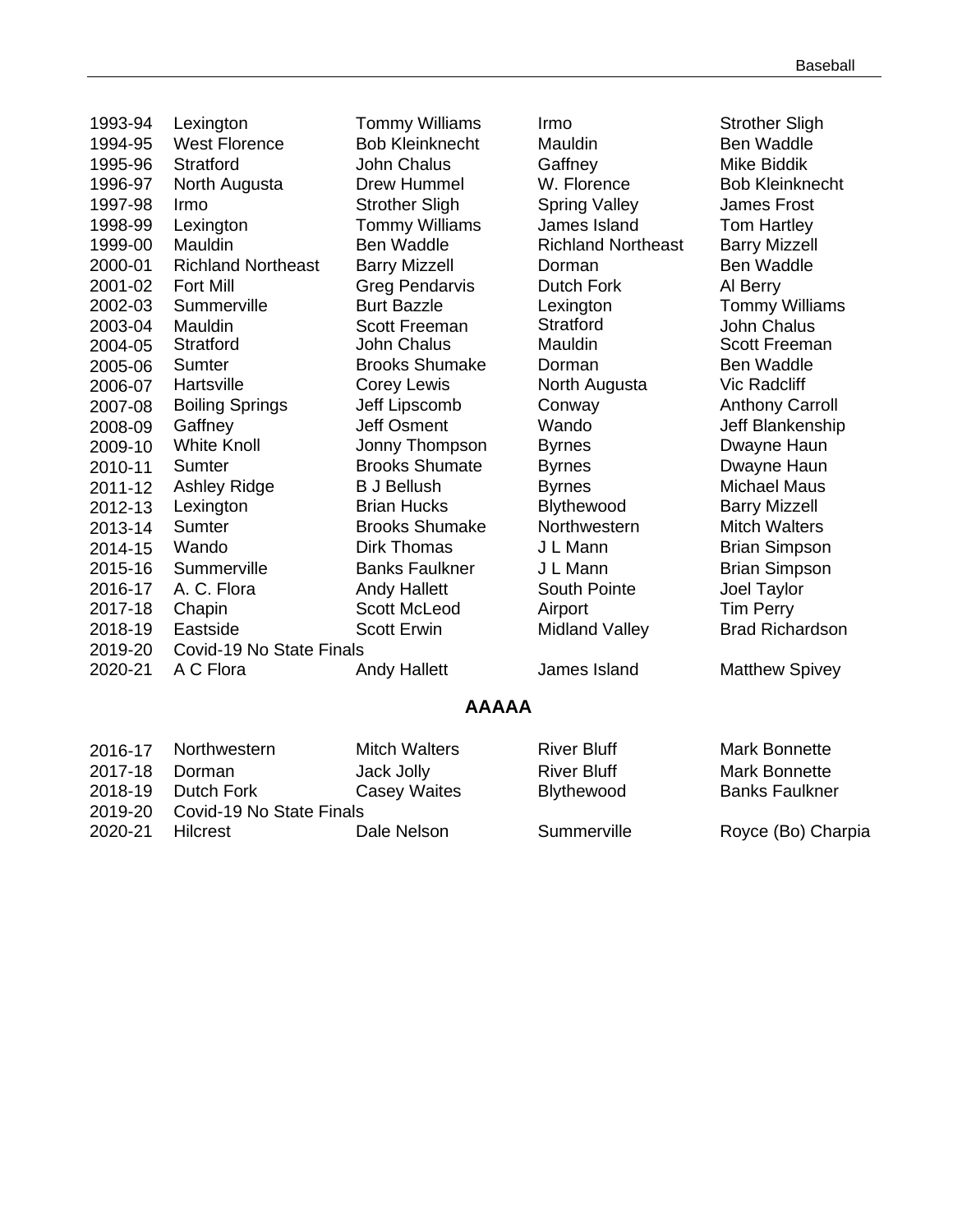| | | | | |
|---|---|---|---|---|
| 1993-94 | Lexington | Tommy Williams | Irmo | Strother Sligh |
| 1994-95 | West Florence | Bob Kleinknecht | Mauldin | Ben Waddle |
| 1995-96 | Stratford | John Chalus | Gaffney | Mike Biddik |
| 1996-97 | North Augusta | Drew Hummel | W. Florence | Bob Kleinknecht |
| 1997-98 | Irmo | Strother Sligh | Spring Valley | James Frost |
| 1998-99 | Lexington | Tommy Williams | James Island | Tom Hartley |
| 1999-00 | Mauldin | Ben Waddle | Richland Northeast | Barry Mizzell |
| 2000-01 | Richland Northeast | Barry Mizzell | Dorman | Ben Waddle |
| 2001-02 | Fort Mill | Greg Pendarvis | Dutch Fork | Al Berry |
| 2002-03 | Summerville | Burt Bazzle | Lexington | Tommy Williams |
| 2003-04 | Mauldin | Scott Freeman | Stratford | John Chalus |
| 2004-05 | Stratford | John Chalus | Mauldin | Scott Freeman |
| 2005-06 | Sumter | Brooks Shumake | Dorman | Ben Waddle |
| 2006-07 | Hartsville | Corey Lewis | North Augusta | Vic Radcliff |
| 2007-08 | Boiling Springs | Jeff Lipscomb | Conway | Anthony Carroll |
| 2008-09 | Gaffney | Jeff Osment | Wando | Jeff Blankenship |
| 2009-10 | White Knoll | Jonny Thompson | Byrnes | Dwayne Haun |
| 2010-11 | Sumter | Brooks Shumate | Byrnes | Dwayne Haun |
| 2011-12 | Ashley Ridge | B J Bellush | Byrnes | Michael Maus |
| 2012-13 | Lexington | Brian Hucks | Blythewood | Barry Mizzell |
| 2013-14 | Sumter | Brooks Shumake | Northwestern | Mitch Walters |
| 2014-15 | Wando | Dirk Thomas | J L Mann | Brian Simpson |
| 2015-16 | Summerville | Banks Faulkner | J L Mann | Brian Simpson |
| 2016-17 | A. C. Flora | Andy Hallett | South Pointe | Joel Taylor |
| 2017-18 | Chapin | Scott McLeod | Airport | Tim Perry |
| 2018-19 | Eastside | Scott Erwin | Midland Valley | Brad Richardson |
| 2019-20 | Covid-19 No State Finals | | | |
| 2020-21 | A C Flora | Andy Hallett | James Island | Matthew Spivey |

## AAAAA

| | | | | |
|---|---|---|---|---|
| 2016-17 | Northwestern | Mitch Walters | River Bluff | Mark Bonnette |
| 2017-18 | Dorman | Jack Jolly | River Bluff | Mark Bonnette |
| 2018-19 | Dutch Fork | Casey Waites | Blythewood | Banks Faulkner |
| 2019-20 | Covid-19 No State Finals | | | |
| 2020-21 | Hilcrest | Dale Nelson | Summerville | Royce (Bo) Charpia |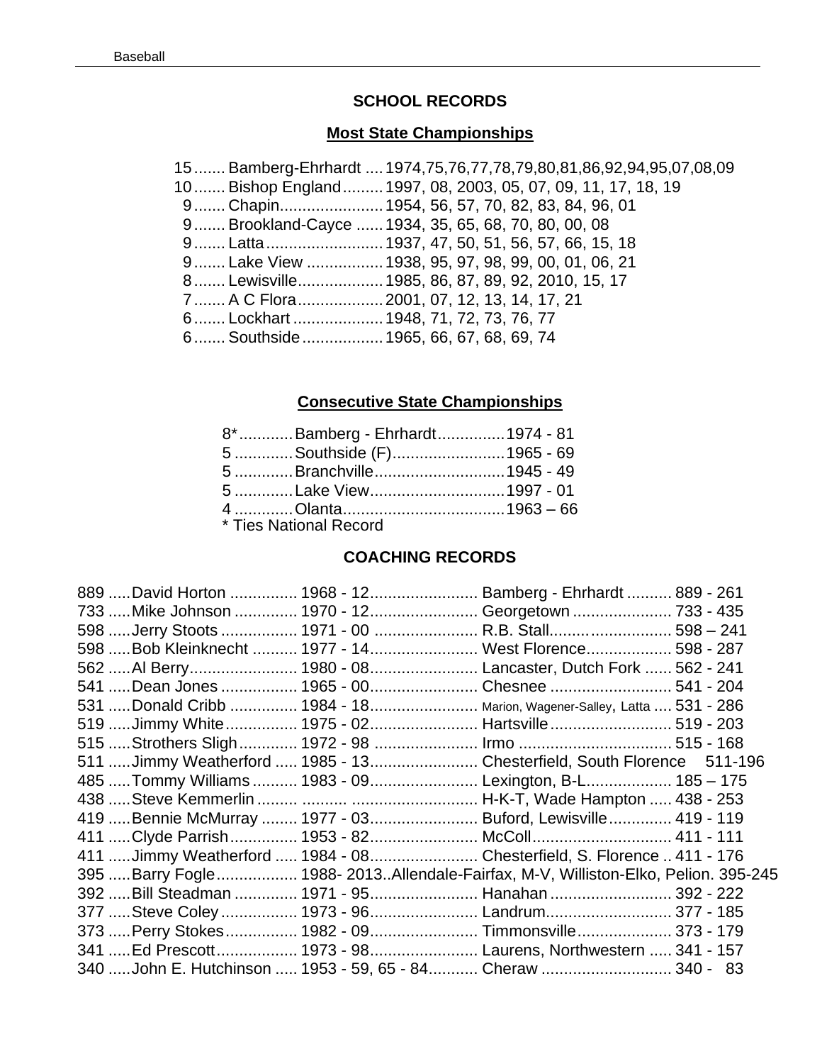## SCHOOL RECORDS

### Most State Championships

| | | |
|---|---|---|
| 15 | Bamberg-Ehrhardt | 1974,75,76,77,78,79,80,81,86,92,94,95,07,08,09 |
| 10 | Bishop England | 1997, 08, 2003, 05, 07, 09, 11, 17, 18, 19 |
| 9 | Chapin | 1954, 56, 57, 70, 82, 83, 84, 96, 01 |
| 9 | Brookland-Cayce | 1934, 35, 65, 68, 70, 80, 00, 08 |
| 9 | Latta | 1937, 47, 50, 51, 56, 57, 66, 15, 18 |
| 9 | Lake View | 1938, 95, 97, 98, 99, 00, 01, 06, 21 |
| 8 | Lewisville | 1985, 86, 87, 89, 92, 2010, 15, 17 |
| 7 | A C Flora | 2001, 07, 12, 13, 14, 17, 21 |
| 6 | Lockhart | 1948, 71, 72, 73, 76, 77 |
| 6 | Southside | 1965, 66, 67, 68, 69, 74 |

### Consecutive State Championships

| | | |
|---|---|---|
| 8* | Bamberg - Ehrhardt | 1974 - 81 |
| 5 | Southside (F) | 1965 - 69 |
| 5 | Branchville | 1945 - 49 |
| 5 | Lake View | 1997 - 01 |
| 4 | Olanta | 1963 – 66 |

\* Ties National Record

## COACHING RECORDS

| | | | | |
|---|---|---|---|---|
| 889 | David Horton | 1968 - 12 | Bamberg - Ehrhardt | 889 - 261 |
| 733 | Mike Johnson | 1970 - 12 | Georgetown | 733 - 435 |
| 598 | Jerry Stoots | 1971 - 00 | R.B. Stall | 598 – 241 |
| 598 | Bob Kleinknecht | 1977 - 14 | West Florence | 598 - 287 |
| 562 | Al Berry | 1980 - 08 | Lancaster, Dutch Fork | 562 - 241 |
| 541 | Dean Jones | 1965 - 00 | Chesnee | 541 - 204 |
| 531 | Donald Cribb | 1984 - 18 | Marion, Wagener-Salley, Latta | 531 - 286 |
| 519 | Jimmy White | 1975 - 02 | Hartsville | 519 - 203 |
| 515 | Strothers Sligh | 1972 - 98 | Irmo | 515 - 168 |
| 511 | Jimmy Weatherford | 1985 - 13 | Chesterfield, South Florence | 511-196 |
| 485 | Tommy Williams | 1983 - 09 | Lexington, B-L | 185 – 175 |
| 438 | Steve Kemmerlin | | H-K-T, Wade Hampton | 438 - 253 |
| 419 | Bennie McMurray | 1977 - 03 | Buford, Lewisville | 419 - 119 |
| 411 | Clyde Parrish | 1953 - 82 | McColl | 411 - 111 |
| 411 | Jimmy Weatherford | 1984 - 08 | Chesterfield, S. Florence | 411 - 176 |
| 395 | Barry Fogle | 1988- 2013 | Allendale-Fairfax, M-V, Williston-Elko, Pelion | 395-245 |
| 392 | Bill Steadman | 1971 - 95 | Hanahan | 392 - 222 |
| 377 | Steve Coley | 1973 - 96 | Landrum | 377 - 185 |
| 373 | Perry Stokes | 1982 - 09 | Timmonsville | 373 - 179 |
| 341 | Ed Prescott | 1973 - 98 | Laurens, Northwestern | 341 - 157 |
| 340 | John E. Hutchinson | 1953 - 59, 65 - 84 | Cheraw | 340 - 83 |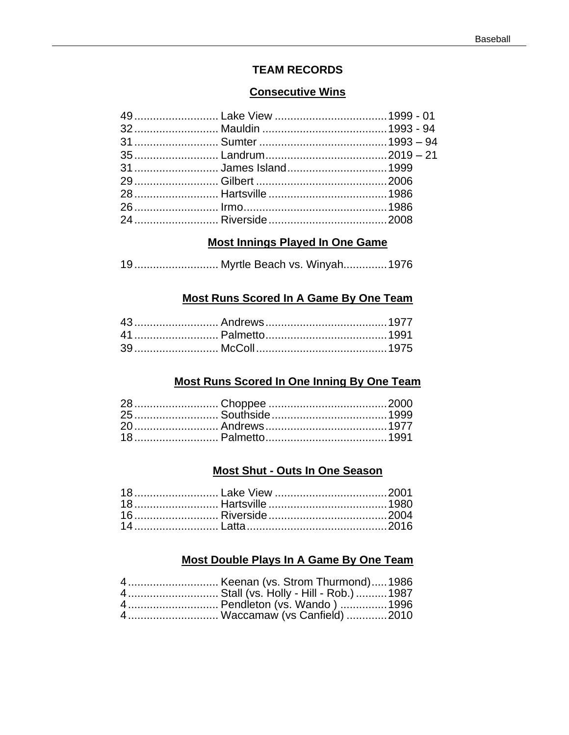# TEAM RECORDS

## Consecutive Wins

| | | |
|---|---|---|
| 49 | Lake View | 1999 - 01 |
| 32 | Mauldin | 1993 - 94 |
| 31 | Sumter | 1993 – 94 |
| 35 | Landrum | 2019 – 21 |
| 31 | James Island | 1999 |
| 29 | Gilbert | 2006 |
| 28 | Hartsville | 1986 |
| 26 | Irmo | 1986 |
| 24 | Riverside | 2008 |

## Most Innings Played In One Game

| | | |
|---|---|---|
| 19 | Myrtle Beach vs. Winyah | 1976 |

## Most Runs Scored In A Game By One Team

| | | |
|---|---|---|
| 43 | Andrews | 1977 |
| 41 | Palmetto | 1991 |
| 39 | McColl | 1975 |

## Most Runs Scored In One Inning By One Team

| | | |
|---|---|---|
| 28 | Choppee | 2000 |
| 25 | Southside | 1999 |
| 20 | Andrews | 1977 |
| 18 | Palmetto | 1991 |

## Most Shut - Outs In One Season

| | | |
|---|---|---|
| 18 | Lake View | 2001 |
| 18 | Hartsville | 1980 |
| 16 | Riverside | 2004 |
| 14 | Latta | 2016 |

## Most Double Plays In A Game By One Team

| | | |
|---|---|---|
| 4 | Keenan (vs. Strom Thurmond) | 1986 |
| 4 | Stall (vs. Holly - Hill - Rob.) | 1987 |
| 4 | Pendleton (vs. Wando ) | 1996 |
| 4 | Waccamaw (vs Canfield) | 2010 |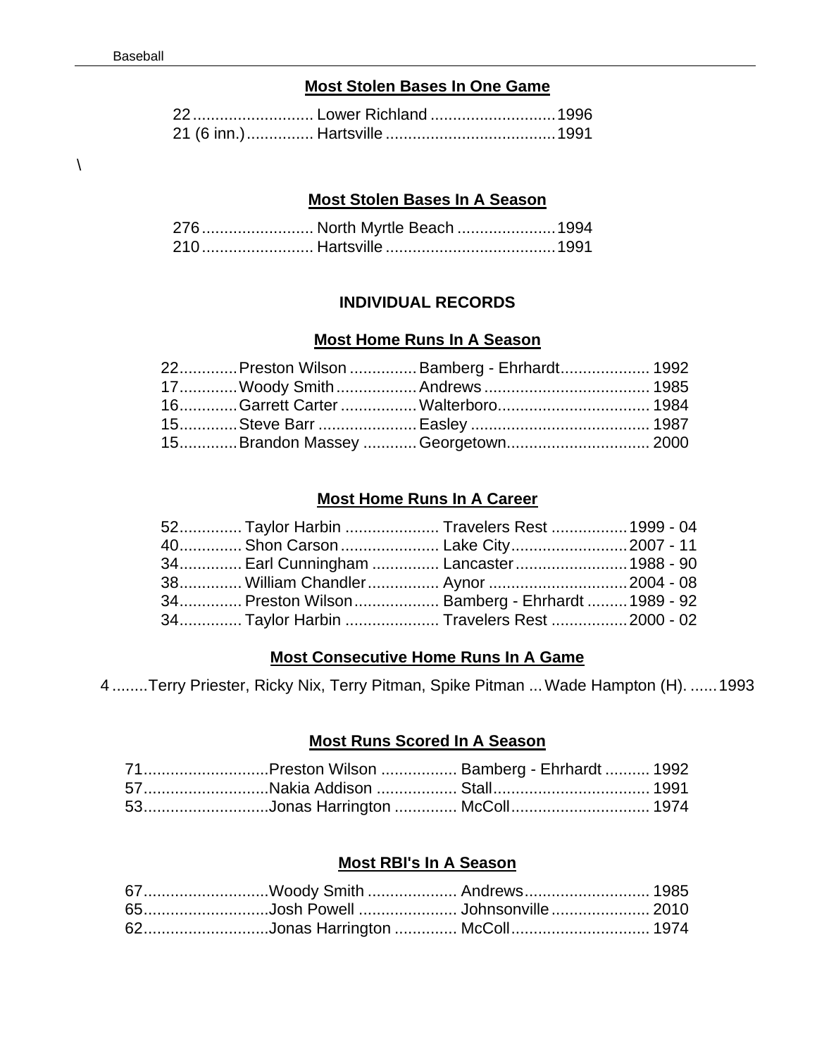### Most Stolen Bases In One Game

| | | |
|---|---|---|
| 22 | Lower Richland | 1996 |
| 21 (6 inn.) | Hartsville | 1991 |

\

### Most Stolen Bases In A Season

| | | |
|---|---|---|
| 276 | North Myrtle Beach | 1994 |
| 210 | Hartsville | 1991 |

## INDIVIDUAL RECORDS

### Most Home Runs In A Season

| | | | |
|---|---|---|---|
| 22 | Preston Wilson | Bamberg - Ehrhardt | 1992 |
| 17 | Woody Smith | Andrews | 1985 |
| 16 | Garrett Carter | Walterboro | 1984 |
| 15 | Steve Barr | Easley | 1987 |
| 15 | Brandon Massey | Georgetown | 2000 |

### Most Home Runs In A Career

| | | | |
|---|---|---|---|
| 52 | Taylor Harbin | Travelers Rest | 1999 - 04 |
| 40 | Shon Carson | Lake City | 2007 - 11 |
| 34 | Earl Cunningham | Lancaster | 1988 - 90 |
| 38 | William Chandler | Aynor | 2004 - 08 |
| 34 | Preston Wilson | Bamberg - Ehrhardt | 1989 - 92 |
| 34 | Taylor Harbin | Travelers Rest | 2000 - 02 |

### Most Consecutive Home Runs In A Game

| | | | |
|---|---|---|---|
| 4 | Terry Priester, Ricky Nix, Terry Pitman, Spike Pitman | Wade Hampton (H). | 1993 |

### Most Runs Scored In A Season

| | | | |
|---|---|---|---|
| 71 | Preston Wilson | Bamberg - Ehrhardt | 1992 |
| 57 | Nakia Addison | Stall | 1991 |
| 53 | Jonas Harrington | McColl | 1974 |

### Most RBI's In A Season

| | | | |
|---|---|---|---|
| 67 | Woody Smith | Andrews | 1985 |
| 65 | Josh Powell | Johnsonville | 2010 |
| 62 | Jonas Harrington | McColl | 1974 |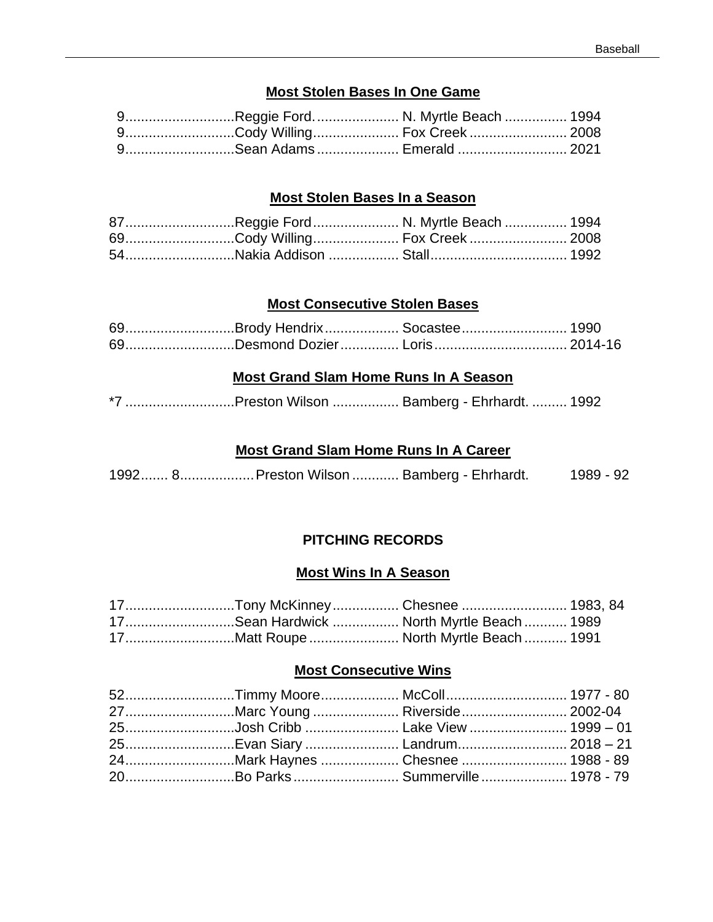### Most Stolen Bases In One Game

9............................Reggie Ford...................... N. Myrtle Beach ................ 1994
9............................Cody Willing...................... Fox Creek ......................... 2008
9............................Sean Adams..................... Emerald ............................ 2021

### Most Stolen Bases In a Season

87............................Reggie Ford...................... N. Myrtle Beach ................ 1994
69............................Cody Willing...................... Fox Creek ......................... 2008
54............................Nakia Addison .................. Stall................................... 1992

### Most Consecutive Stolen Bases

69............................Brody Hendrix................... Socastee........................... 1990
69............................Desmond Dozier............... Loris.................................. 2014-16

### Most Grand Slam Home Runs In A Season

*7 ............................Preston Wilson ................. Bamberg - Ehrhardt. ......... 1992

### Most Grand Slam Home Runs In A Career

1992....... 8...................Preston Wilson ............ Bamberg - Ehrhardt. 1989 - 92

## PITCHING RECORDS

### Most Wins In A Season

17............................Tony McKinney................. Chesnee ........................... 1983, 84
17............................Sean Hardwick ................. North Myrtle Beach ........... 1989
17............................Matt Roupe....................... North Myrtle Beach ........... 1991

### Most Consecutive Wins

52............................Timmy Moore.................... McColl............................... 1977 - 80
27............................Marc Young ...................... Riverside........................... 2002-04
25............................Josh Cribb ........................ Lake View ......................... 1999 – 01
25............................Evan Siary ........................ Landrum............................ 2018 – 21
24............................Mark Haynes .................... Chesnee ........................... 1988 - 89
20............................Bo Parks........................... Summerville...................... 1978 - 79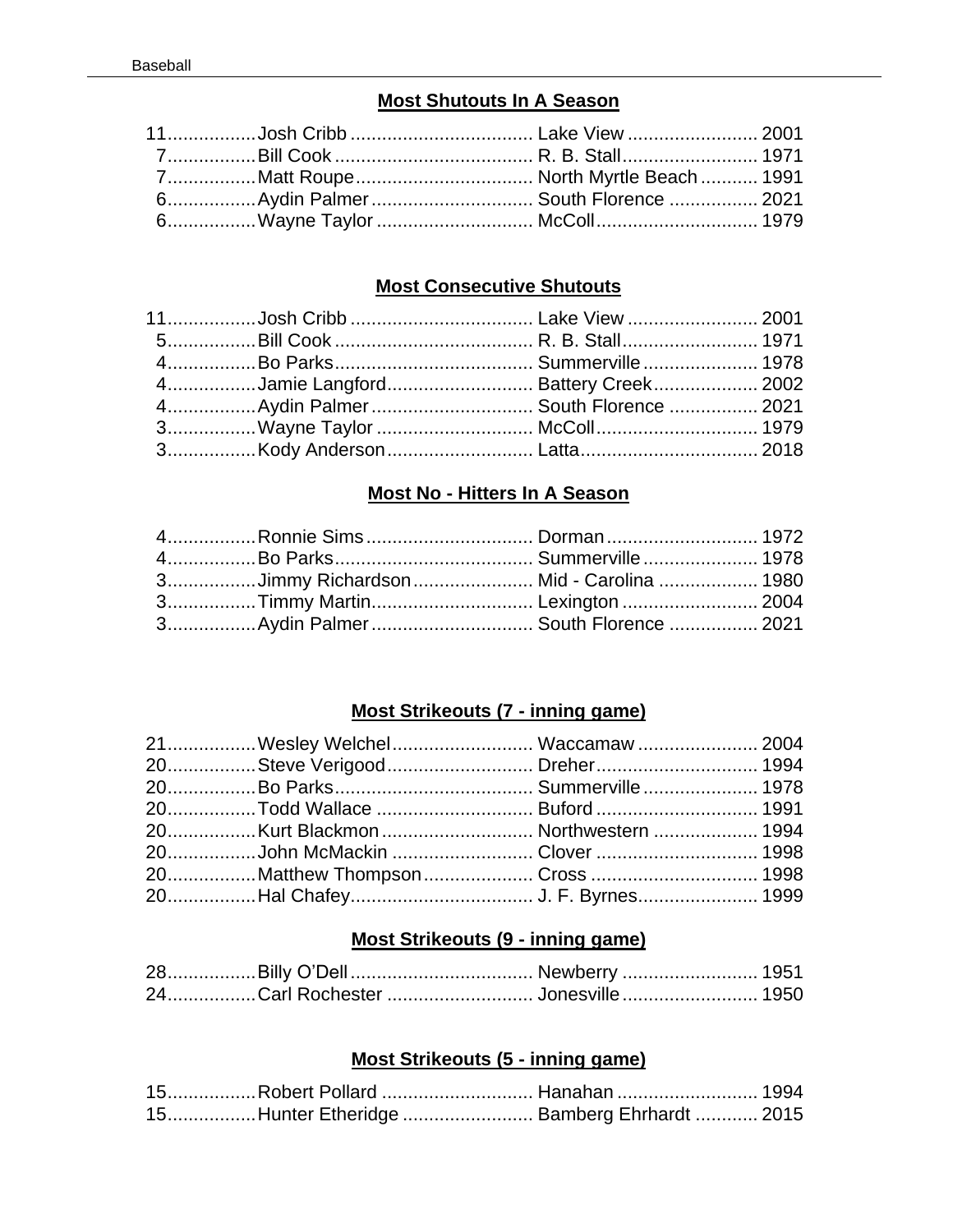## Most Shutouts In A Season

| | | | |
|---|---|---|---|
| 11 | Josh Cribb | Lake View | 2001 |
| 7 | Bill Cook | R. B. Stall | 1971 |
| 7 | Matt Roupe | North Myrtle Beach | 1991 |
| 6 | Aydin Palmer | South Florence | 2021 |
| 6 | Wayne Taylor | McColl | 1979 |

## Most Consecutive Shutouts

| | | | |
|---|---|---|---|
| 11 | Josh Cribb | Lake View | 2001 |
| 5 | Bill Cook | R. B. Stall | 1971 |
| 4 | Bo Parks | Summerville | 1978 |
| 4 | Jamie Langford | Battery Creek | 2002 |
| 4 | Aydin Palmer | South Florence | 2021 |
| 3 | Wayne Taylor | McColl | 1979 |
| 3 | Kody Anderson | Latta | 2018 |

## Most No - Hitters In A Season

| | | | |
|---|---|---|---|
| 4 | Ronnie Sims | Dorman | 1972 |
| 4 | Bo Parks | Summerville | 1978 |
| 3 | Jimmy Richardson | Mid - Carolina | 1980 |
| 3 | Timmy Martin | Lexington | 2004 |
| 3 | Aydin Palmer | South Florence | 2021 |

## Most Strikeouts (7 - inning game)

| | | | |
|---|---|---|---|
| 21 | Wesley Welchel | Waccamaw | 2004 |
| 20 | Steve Verigood | Dreher | 1994 |
| 20 | Bo Parks | Summerville | 1978 |
| 20 | Todd Wallace | Buford | 1991 |
| 20 | Kurt Blackmon | Northwestern | 1994 |
| 20 | John McMackin | Clover | 1998 |
| 20 | Matthew Thompson | Cross | 1998 |
| 20 | Hal Chafey | J. F. Byrnes | 1999 |

## Most Strikeouts (9 - inning game)

| | | | |
|---|---|---|---|
| 28 | Billy O'Dell | Newberry | 1951 |
| 24 | Carl Rochester | Jonesville | 1950 |

## Most Strikeouts (5 - inning game)

| | | | |
|---|---|---|---|
| 15 | Robert Pollard | Hanahan | 1994 |
| 15 | Hunter Etheridge | Bamberg Ehrhardt | 2015 |